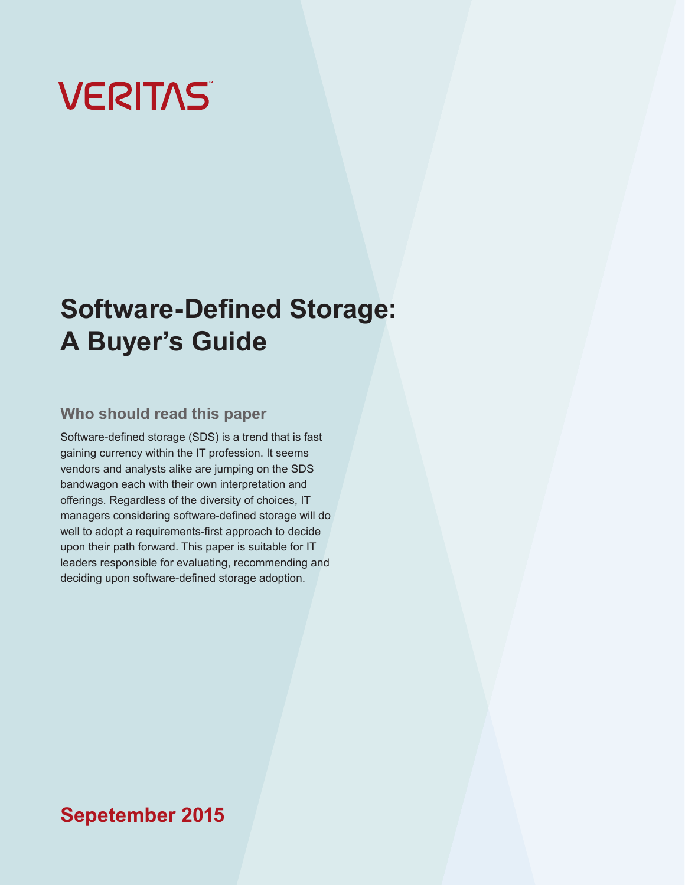VERITAS

# Software-Defined Storage: A Buyer's Guide

## Who should read this paper

Software-defined storage (SDS) is a trend that is fast gaining currency within the IT profession. It seems vendors and analysts alike are jumping on the SDS bandwagon each with their own interpretation and offerings. Regardless of the diversity of choices, IT managers considering software-defined storage will do well to adopt a requirements-first approach to decide upon their path forward. This paper is suitable for IT leaders responsible for evaluating, recommending and deciding upon software-defined storage adoption.

**Sepetember 2015**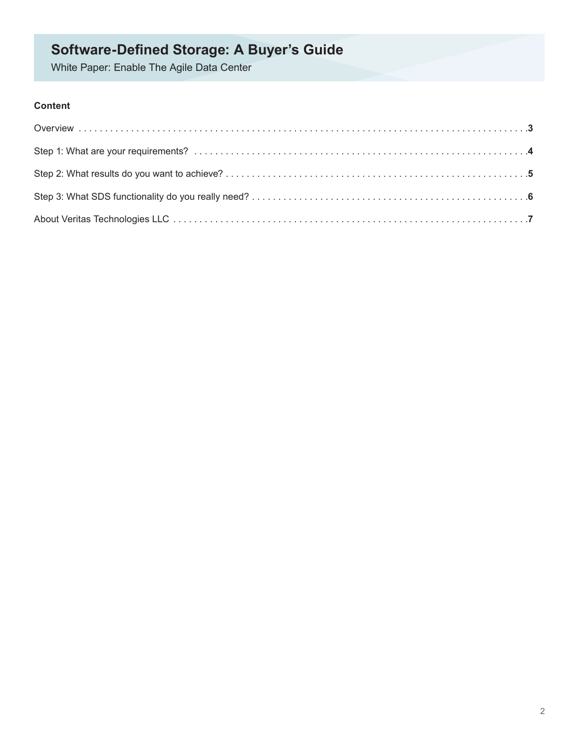# Software-Defined Storage: A Buyer's Guide

White Paper: Enable The Agile Data Center

**Content**

Overview . . . . . . . . . . . . . . . . . . . . . . . . . . . . . . . . . . . . . . . . . . . . . . . . . . . . . . . . . . . . . . . . . . . . . . . . . . . . . . . .**3**

Step 1: What are your requirements? . . . . . . . . . . . . . . . . . . . . . . . . . . . . . . . . . . . . . . . . . . . . . . . . . . . . . . . . . . . . . .**4**

Step 2: What results do you want to achieve? . . . . . . . . . . . . . . . . . . . . . . . . . . . . . . . . . . . . . . . . . . . . . . . . . . . . . . . .**5**

Step 3: What SDS functionality do you really need? . . . . . . . . . . . . . . . . . . . . . . . . . . . . . . . . . . . . . . . . . . . . . . . . . . . .**6**

About Veritas Technologies LLC . . . . . . . . . . . . . . . . . . . . . . . . . . . . . . . . . . . . . . . . . . . . . . . . . . . . . . . . . . . . . . . . .**7**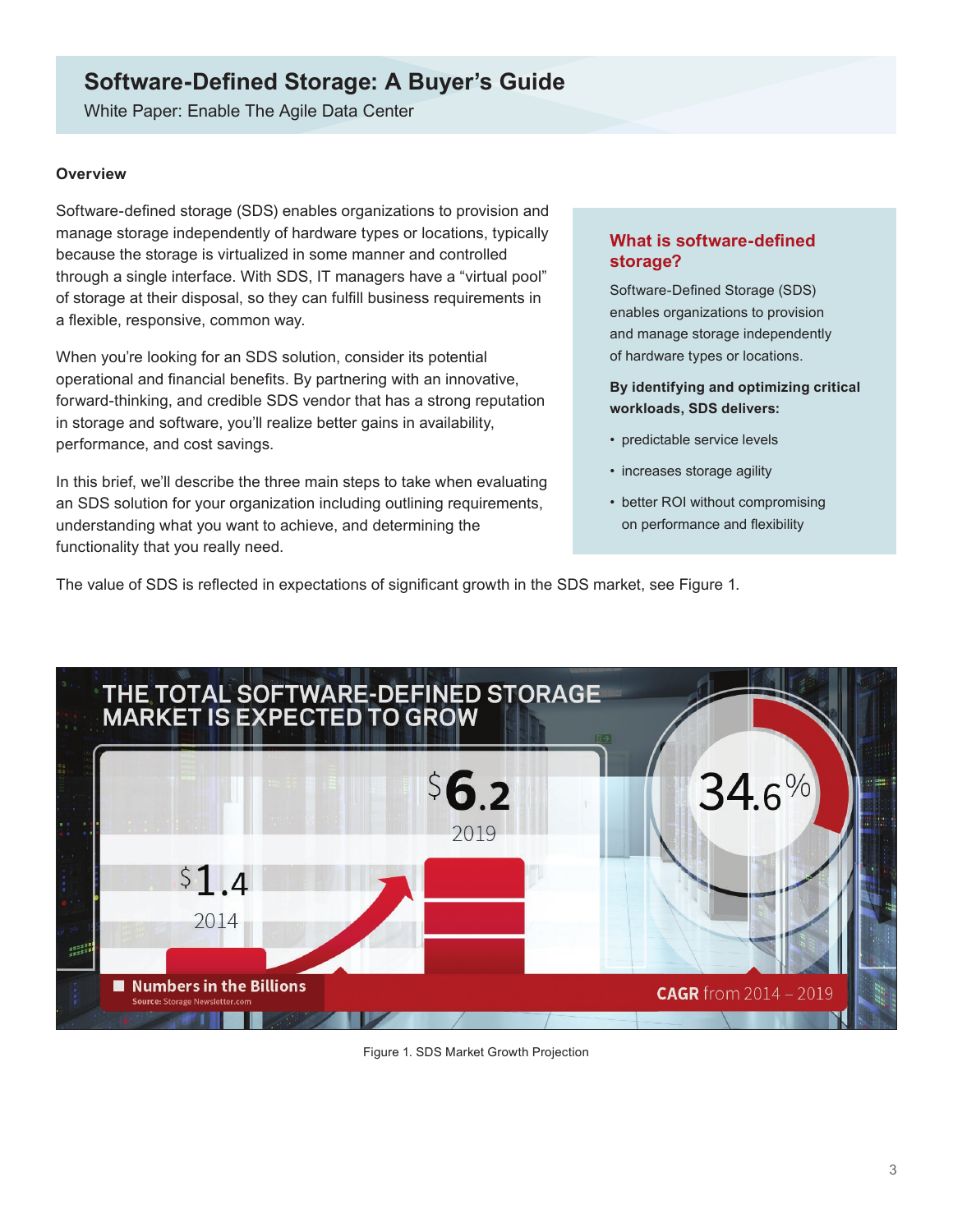# Software-Defined Storage: A Buyer's Guide

White Paper: Enable The Agile Data Center

## Overview

Software-defined storage (SDS) enables organizations to provision and manage storage independently of hardware types or locations, typically because the storage is virtualized in some manner and controlled through a single interface. With SDS, IT managers have a "virtual pool" of storage at their disposal, so they can fulfill business requirements in a flexible, responsive, common way.

When you're looking for an SDS solution, consider its potential operational and financial benefits. By partnering with an innovative, forward-thinking, and credible SDS vendor that has a strong reputation in storage and software, you'll realize better gains in availability, performance, and cost savings.

In this brief, we'll describe the three main steps to take when evaluating an SDS solution for your organization including outlining requirements, understanding what you want to achieve, and determining the functionality that you really need.

### What is software-defined storage?

Software-Defined Storage (SDS) enables organizations to provision and manage storage independently of hardware types or locations.

**By identifying and optimizing critical workloads, SDS delivers:**

- predictable service levels
- increases storage agility
- better ROI without compromising on performance and flexibility

The value of SDS is reflected in expectations of significant growth in the SDS market, see Figure 1.

THE TOTAL SOFTWARE-DEFINED STORAGE MARKET IS EXPECTED TO GROW

$1.4 2014

$6.2 2019

34.6% CAGR from 2014 – 2019

Numbers in the Billions

Source: Storage Newsletter.com

Figure 1. SDS Market Growth Projection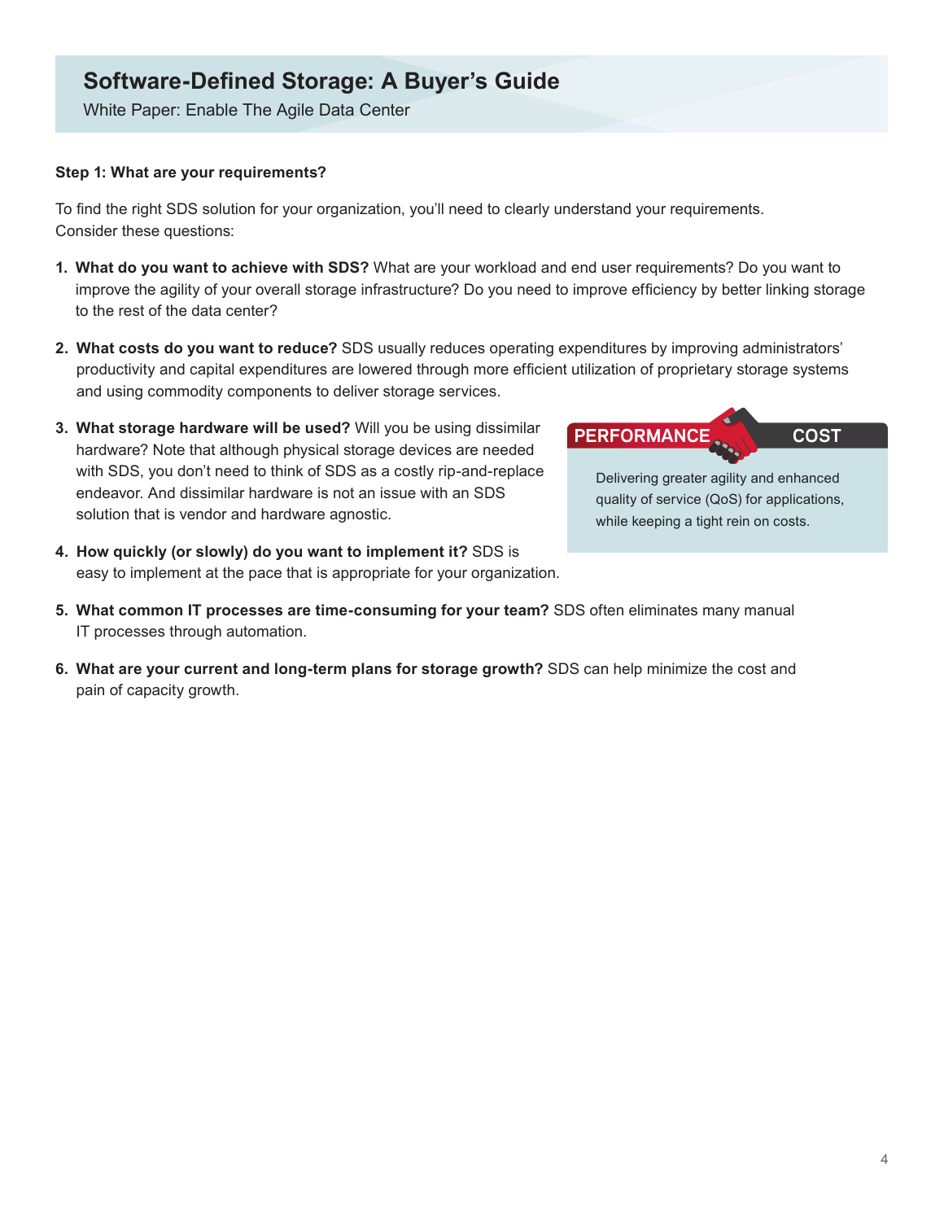**Step 1: What are your requirements?**

To find the right SDS solution for your organization, you'll need to clearly understand your requirements. Consider these questions:

1. **What do you want to achieve with SDS?** What are your workload and end user requirements? Do you want to improve the agility of your overall storage infrastructure? Do you need to improve efficiency by better linking storage to the rest of the data center?

2. **What costs do you want to reduce?** SDS usually reduces operating expenditures by improving administrators' productivity and capital expenditures are lowered through more efficient utilization of proprietary storage systems and using commodity components to deliver storage services.

3. **What storage hardware will be used?** Will you be using dissimilar hardware? Note that although physical storage devices are needed with SDS, you don't need to think of SDS as a costly rip-and-replace endeavor. And dissimilar hardware is not an issue with an SDS solution that is vendor and hardware agnostic.

4. **How quickly (or slowly) do you want to implement it?** SDS is easy to implement at the pace that is appropriate for your organization.

5. **What common IT processes are time-consuming for your team?** SDS often eliminates many manual IT processes through automation.

6. **What are your current and long-term plans for storage growth?** SDS can help minimize the cost and pain of capacity growth.

**PERFORMANCE** | **COST**

Delivering greater agility and enhanced quality of service (QoS) for applications, while keeping a tight rein on costs.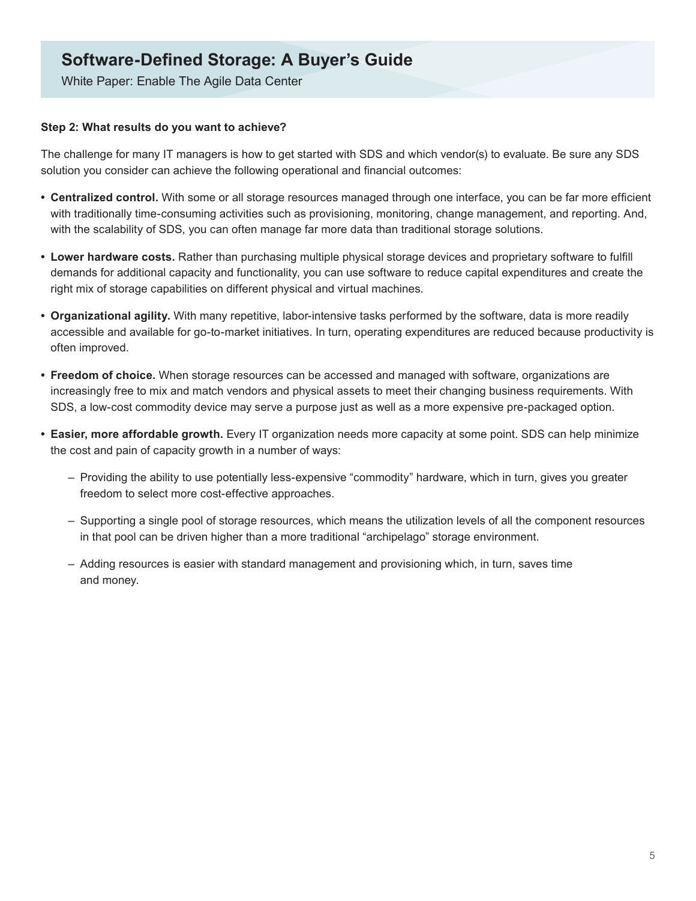### Step 2: What results do you want to achieve?

The challenge for many IT managers is how to get started with SDS and which vendor(s) to evaluate. Be sure any SDS solution you consider can achieve the following operational and financial outcomes:

- **Centralized control.** With some or all storage resources managed through one interface, you can be far more efficient with traditionally time-consuming activities such as provisioning, monitoring, change management, and reporting. And, with the scalability of SDS, you can often manage far more data than traditional storage solutions.
- **Lower hardware costs.** Rather than purchasing multiple physical storage devices and proprietary software to fulfill demands for additional capacity and functionality, you can use software to reduce capital expenditures and create the right mix of storage capabilities on different physical and virtual machines.
- **Organizational agility.** With many repetitive, labor-intensive tasks performed by the software, data is more readily accessible and available for go-to-market initiatives. In turn, operating expenditures are reduced because productivity is often improved.
- **Freedom of choice.** When storage resources can be accessed and managed with software, organizations are increasingly free to mix and match vendors and physical assets to meet their changing business requirements. With SDS, a low-cost commodity device may serve a purpose just as well as a more expensive pre-packaged option.
- **Easier, more affordable growth.** Every IT organization needs more capacity at some point. SDS can help minimize the cost and pain of capacity growth in a number of ways:
  - Providing the ability to use potentially less-expensive "commodity" hardware, which in turn, gives you greater freedom to select more cost-effective approaches.
  - Supporting a single pool of storage resources, which means the utilization levels of all the component resources in that pool can be driven higher than a more traditional "archipelago" storage environment.
  - Adding resources is easier with standard management and provisioning which, in turn, saves time and money.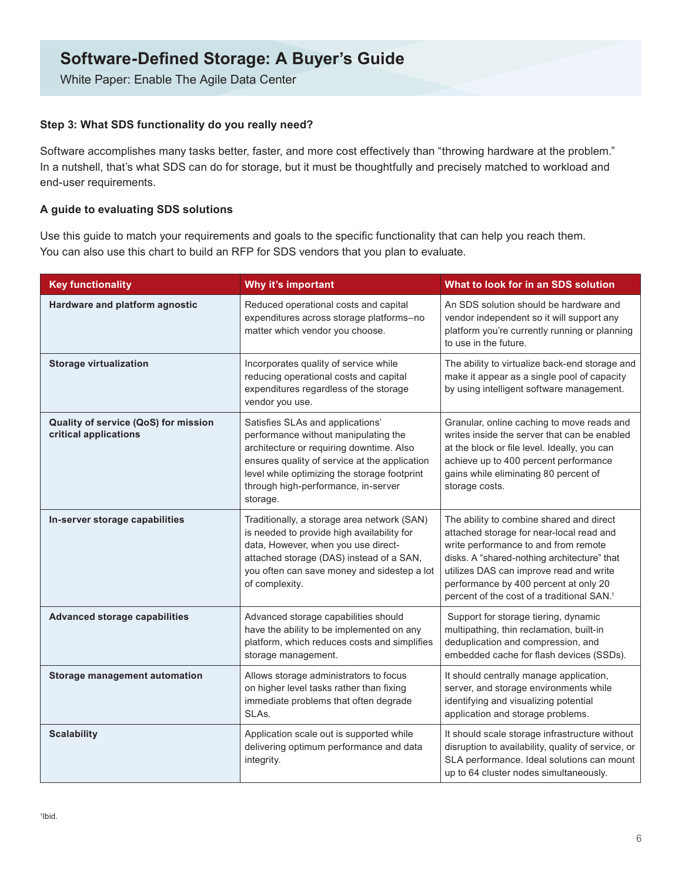### Step 3: What SDS functionality do you really need?

Software accomplishes many tasks better, faster, and more cost effectively than "throwing hardware at the problem." In a nutshell, that's what SDS can do for storage, but it must be thoughtfully and precisely matched to workload and end-user requirements.

### A guide to evaluating SDS solutions

Use this guide to match your requirements and goals to the specific functionality that can help you reach them. You can also use this chart to build an RFP for SDS vendors that you plan to evaluate.

| Key functionality | Why it's important | What to look for in an SDS solution |
| --- | --- | --- |
| **Hardware and platform agnostic** | Reduced operational costs and capital expenditures across storage platforms–no matter which vendor you choose. | An SDS solution should be hardware and vendor independent so it will support any platform you're currently running or planning to use in the future. |
| **Storage virtualization** | Incorporates quality of service while reducing operational costs and capital expenditures regardless of the storage vendor you use. | The ability to virtualize back-end storage and make it appear as a single pool of capacity by using intelligent software management. |
| **Quality of service (QoS) for mission critical applications** | Satisfies SLAs and applications' performance without manipulating the architecture or requiring downtime. Also ensures quality of service at the application level while optimizing the storage footprint through high-performance, in-server storage. | Granular, online caching to move reads and writes inside the server that can be enabled at the block or file level. Ideally, you can achieve up to 400 percent performance gains while eliminating 80 percent of storage costs. |
| **In-server storage capabilities** | Traditionally, a storage area network (SAN) is needed to provide high availability for data, However, when you use direct-attached storage (DAS) instead of a SAN, you often can save money and sidestep a lot of complexity. | The ability to combine shared and direct attached storage for near-local read and write performance to and from remote disks. A "shared-nothing architecture" that utilizes DAS can improve read and write performance by 400 percent at only 20 percent of the cost of a traditional SAN.[1] |
| **Advanced storage capabilities** | Advanced storage capabilities should have the ability to be implemented on any platform, which reduces costs and simplifies storage management. | Support for storage tiering, dynamic multipathing, thin reclamation, built-in deduplication and compression, and embedded cache for flash devices (SSDs). |
| **Storage management automation** | Allows storage administrators to focus on higher level tasks rather than fixing immediate problems that often degrade SLAs. | It should centrally manage application, server, and storage environments while identifying and visualizing potential application and storage problems. |
| **Scalability** | Application scale out is supported while delivering optimum performance and data integrity. | It should scale storage infrastructure without disruption to availability, quality of service, or SLA performance. Ideal solutions can mount up to 64 cluster nodes simultaneously. |

[1]Ibid.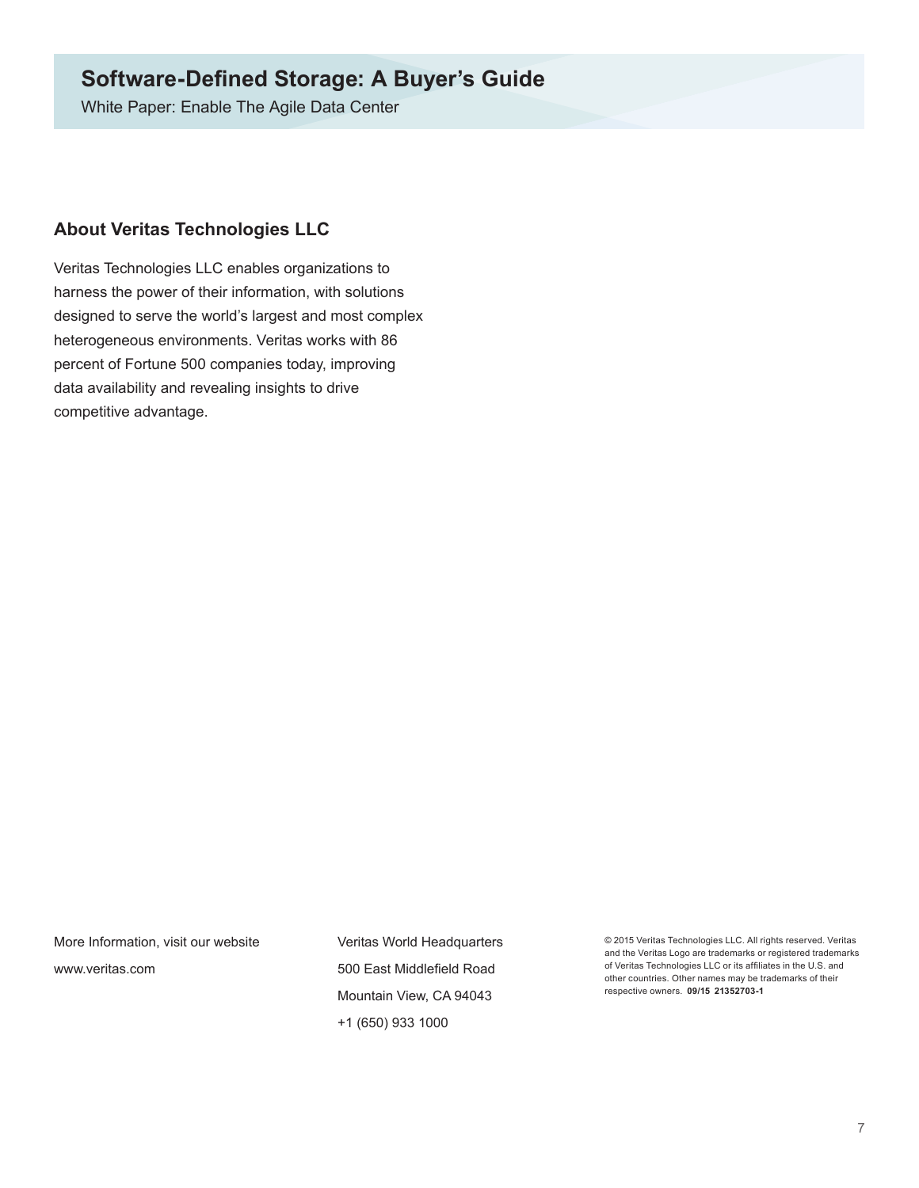## About Veritas Technologies LLC

Veritas Technologies LLC enables organizations to harness the power of their information, with solutions designed to serve the world's largest and most complex heterogeneous environments. Veritas works with 86 percent of Fortune 500 companies today, improving data availability and revealing insights to drive competitive advantage.

More Information, visit our website

www.veritas.com

Veritas World Headquarters

500 East Middlefield Road

Mountain View, CA 94043

+1 (650) 933 1000

© 2015 Veritas Technologies LLC. All rights reserved. Veritas and the Veritas Logo are trademarks or registered trademarks of Veritas Technologies LLC or its affiliates in the U.S. and other countries. Other names may be trademarks of their respective owners. **09/15 21352703-1**